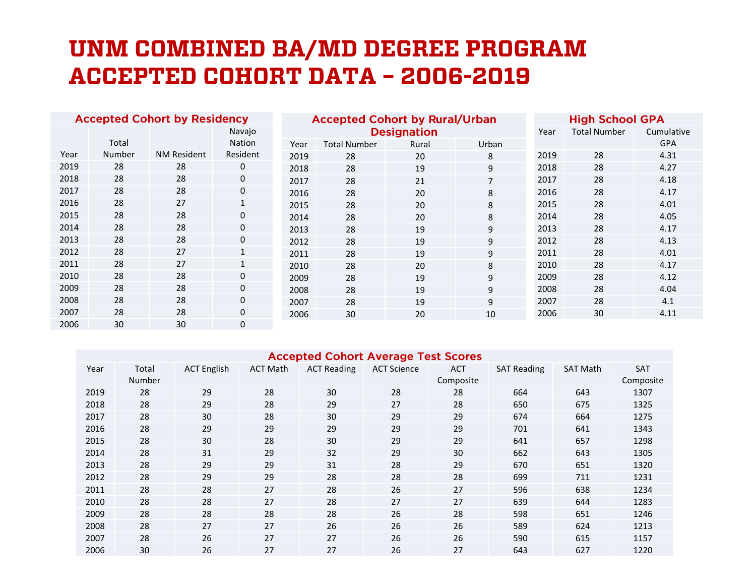# UNM COMBINED BA/MD DEGREE PROGRAM ACCEPTED COHORT DATA – 2006-2019

## Accepted Cohort by Residency

| Year | Total Number | NM Resident | Navajo Nation Resident |
|---|---|---|---|
| 2019 | 28 | 28 | 0 |
| 2018 | 28 | 28 | 0 |
| 2017 | 28 | 28 | 0 |
| 2016 | 28 | 27 | 1 |
| 2015 | 28 | 28 | 0 |
| 2014 | 28 | 28 | 0 |
| 2013 | 28 | 28 | 0 |
| 2012 | 28 | 27 | 1 |
| 2011 | 28 | 27 | 1 |
| 2010 | 28 | 28 | 0 |
| 2009 | 28 | 28 | 0 |
| 2008 | 28 | 28 | 0 |
| 2007 | 28 | 28 | 0 |
| 2006 | 30 | 30 | 0 |

## Accepted Cohort by Rural/Urban Designation

| Year | Total Number | Rural | Urban |
|---|---|---|---|
| 2019 | 28 | 20 | 8 |
| 2018 | 28 | 19 | 9 |
| 2017 | 28 | 21 | 7 |
| 2016 | 28 | 20 | 8 |
| 2015 | 28 | 20 | 8 |
| 2014 | 28 | 20 | 8 |
| 2013 | 28 | 19 | 9 |
| 2012 | 28 | 19 | 9 |
| 2011 | 28 | 19 | 9 |
| 2010 | 28 | 20 | 8 |
| 2009 | 28 | 19 | 9 |
| 2008 | 28 | 19 | 9 |
| 2007 | 28 | 19 | 9 |
| 2006 | 30 | 20 | 10 |

## High School GPA

| Year | Total Number | Cumulative GPA |
|---|---|---|
| 2019 | 28 | 4.31 |
| 2018 | 28 | 4.27 |
| 2017 | 28 | 4.18 |
| 2016 | 28 | 4.17 |
| 2015 | 28 | 4.01 |
| 2014 | 28 | 4.05 |
| 2013 | 28 | 4.17 |
| 2012 | 28 | 4.13 |
| 2011 | 28 | 4.01 |
| 2010 | 28 | 4.17 |
| 2009 | 28 | 4.12 |
| 2008 | 28 | 4.04 |
| 2007 | 28 | 4.1 |
| 2006 | 30 | 4.11 |

## Accepted Cohort Average Test Scores

| Year | Total Number | ACT English | ACT Math | ACT Reading | ACT Science | ACT Composite | SAT Reading | SAT Math | SAT Composite |
|---|---|---|---|---|---|---|---|---|---|
| 2019 | 28 | 29 | 28 | 30 | 28 | 28 | 664 | 643 | 1307 |
| 2018 | 28 | 29 | 28 | 29 | 27 | 28 | 650 | 675 | 1325 |
| 2017 | 28 | 30 | 28 | 30 | 29 | 29 | 674 | 664 | 1275 |
| 2016 | 28 | 29 | 29 | 29 | 29 | 29 | 701 | 641 | 1343 |
| 2015 | 28 | 30 | 28 | 30 | 29 | 29 | 641 | 657 | 1298 |
| 2014 | 28 | 31 | 29 | 32 | 29 | 30 | 662 | 643 | 1305 |
| 2013 | 28 | 29 | 29 | 31 | 28 | 29 | 670 | 651 | 1320 |
| 2012 | 28 | 29 | 29 | 28 | 28 | 28 | 699 | 711 | 1231 |
| 2011 | 28 | 28 | 27 | 28 | 26 | 27 | 596 | 638 | 1234 |
| 2010 | 28 | 28 | 27 | 28 | 27 | 27 | 639 | 644 | 1283 |
| 2009 | 28 | 28 | 28 | 28 | 26 | 28 | 598 | 651 | 1246 |
| 2008 | 28 | 27 | 27 | 26 | 26 | 26 | 589 | 624 | 1213 |
| 2007 | 28 | 26 | 27 | 27 | 26 | 26 | 590 | 615 | 1157 |
| 2006 | 30 | 26 | 27 | 27 | 26 | 27 | 643 | 627 | 1220 |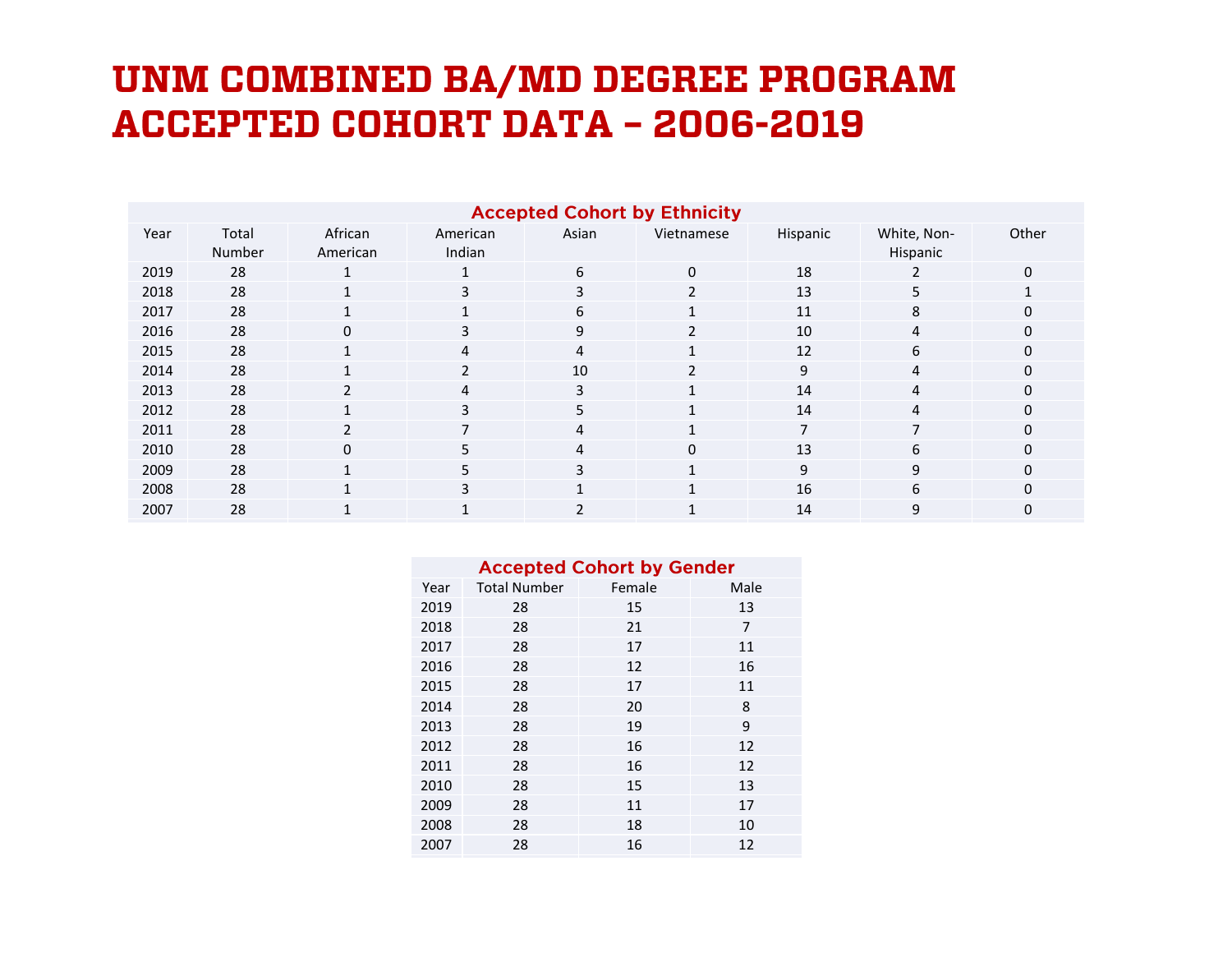# UNM COMBINED BA/MD DEGREE PROGRAM ACCEPTED COHORT DATA – 2006-2019

## Accepted Cohort by Ethnicity

| Year | Total Number | African American | American Indian | Asian | Vietnamese | Hispanic | White, Non-Hispanic | Other |
|---|---|---|---|---|---|---|---|---|
| 2019 | 28 | 1 | 1 | 6 | 0 | 18 | 2 | 0 |
| 2018 | 28 | 1 | 3 | 3 | 2 | 13 | 5 | 1 |
| 2017 | 28 | 1 | 1 | 6 | 1 | 11 | 8 | 0 |
| 2016 | 28 | 0 | 3 | 9 | 2 | 10 | 4 | 0 |
| 2015 | 28 | 1 | 4 | 4 | 1 | 12 | 6 | 0 |
| 2014 | 28 | 1 | 2 | 10 | 2 | 9 | 4 | 0 |
| 2013 | 28 | 2 | 4 | 3 | 1 | 14 | 4 | 0 |
| 2012 | 28 | 1 | 3 | 5 | 1 | 14 | 4 | 0 |
| 2011 | 28 | 2 | 7 | 4 | 1 | 7 | 7 | 0 |
| 2010 | 28 | 0 | 5 | 4 | 0 | 13 | 6 | 0 |
| 2009 | 28 | 1 | 5 | 3 | 1 | 9 | 9 | 0 |
| 2008 | 28 | 1 | 3 | 1 | 1 | 16 | 6 | 0 |
| 2007 | 28 | 1 | 1 | 2 | 1 | 14 | 9 | 0 |

## Accepted Cohort by Gender

| Year | Total Number | Female | Male |
|---|---|---|---|
| 2019 | 28 | 15 | 13 |
| 2018 | 28 | 21 | 7 |
| 2017 | 28 | 17 | 11 |
| 2016 | 28 | 12 | 16 |
| 2015 | 28 | 17 | 11 |
| 2014 | 28 | 20 | 8 |
| 2013 | 28 | 19 | 9 |
| 2012 | 28 | 16 | 12 |
| 2011 | 28 | 16 | 12 |
| 2010 | 28 | 15 | 13 |
| 2009 | 28 | 11 | 17 |
| 2008 | 28 | 18 | 10 |
| 2007 | 28 | 16 | 12 |